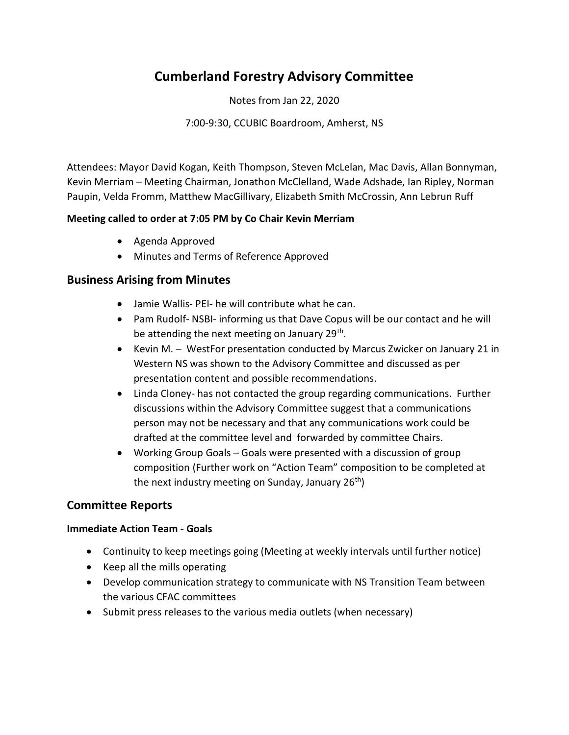# Cumberland Forestry Advisory Committee

Notes from Jan 22, 2020

7:00-9:30, CCUBIC Boardroom, Amherst, NS

Attendees: Mayor David Kogan, Keith Thompson, Steven McLelan, Mac Davis, Allan Bonnyman, Kevin Merriam – Meeting Chairman, Jonathon McClelland, Wade Adshade, Ian Ripley, Norman Paupin, Velda Fromm, Matthew MacGillivary, Elizabeth Smith McCrossin, Ann Lebrun Ruff

**Meeting called to order at 7:05 PM by Co Chair Kevin Merriam**

- Agenda Approved
- Minutes and Terms of Reference Approved

## Business Arising from Minutes

- Jamie Wallis- PEI- he will contribute what he can.
- Pam Rudolf- NSBI- informing us that Dave Copus will be our contact and he will be attending the next meeting on January 29th.
- Kevin M. – WestFor presentation conducted by Marcus Zwicker on January 21 in Western NS was shown to the Advisory Committee and discussed as per presentation content and possible recommendations.
- Linda Cloney- has not contacted the group regarding communications. Further discussions within the Advisory Committee suggest that a communications person may not be necessary and that any communications work could be drafted at the committee level and forwarded by committee Chairs.
- Working Group Goals – Goals were presented with a discussion of group composition (Further work on "Action Team" composition to be completed at the next industry meeting on Sunday, January 26th)

## Committee Reports

**Immediate Action Team - Goals**

- Continuity to keep meetings going (Meeting at weekly intervals until further notice)
- Keep all the mills operating
- Develop communication strategy to communicate with NS Transition Team between the various CFAC committees
- Submit press releases to the various media outlets (when necessary)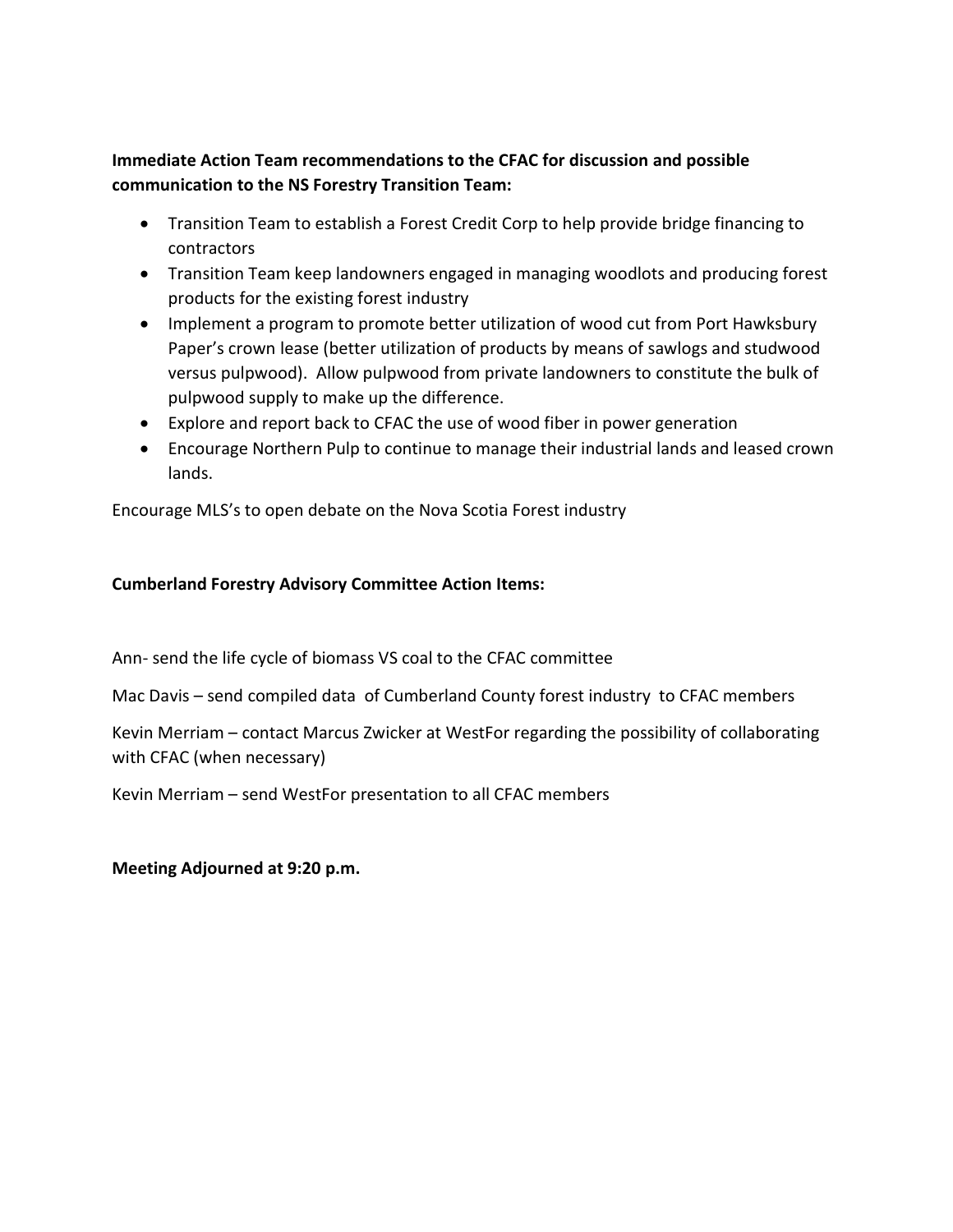**Immediate Action Team recommendations to the CFAC for discussion and possible communication to the NS Forestry Transition Team:**

- Transition Team to establish a Forest Credit Corp to help provide bridge financing to contractors
- Transition Team keep landowners engaged in managing woodlots and producing forest products for the existing forest industry
- Implement a program to promote better utilization of wood cut from Port Hawksbury Paper's crown lease (better utilization of products by means of sawlogs and studwood versus pulpwood). Allow pulpwood from private landowners to constitute the bulk of pulpwood supply to make up the difference.
- Explore and report back to CFAC the use of wood fiber in power generation
- Encourage Northern Pulp to continue to manage their industrial lands and leased crown lands.

Encourage MLS's to open debate on the Nova Scotia Forest industry

**Cumberland Forestry Advisory Committee Action Items:**

Ann- send the life cycle of biomass VS coal to the CFAC committee

Mac Davis – send compiled data of Cumberland County forest industry to CFAC members

Kevin Merriam – contact Marcus Zwicker at WestFor regarding the possibility of collaborating with CFAC (when necessary)

Kevin Merriam – send WestFor presentation to all CFAC members

**Meeting Adjourned at 9:20 p.m.**